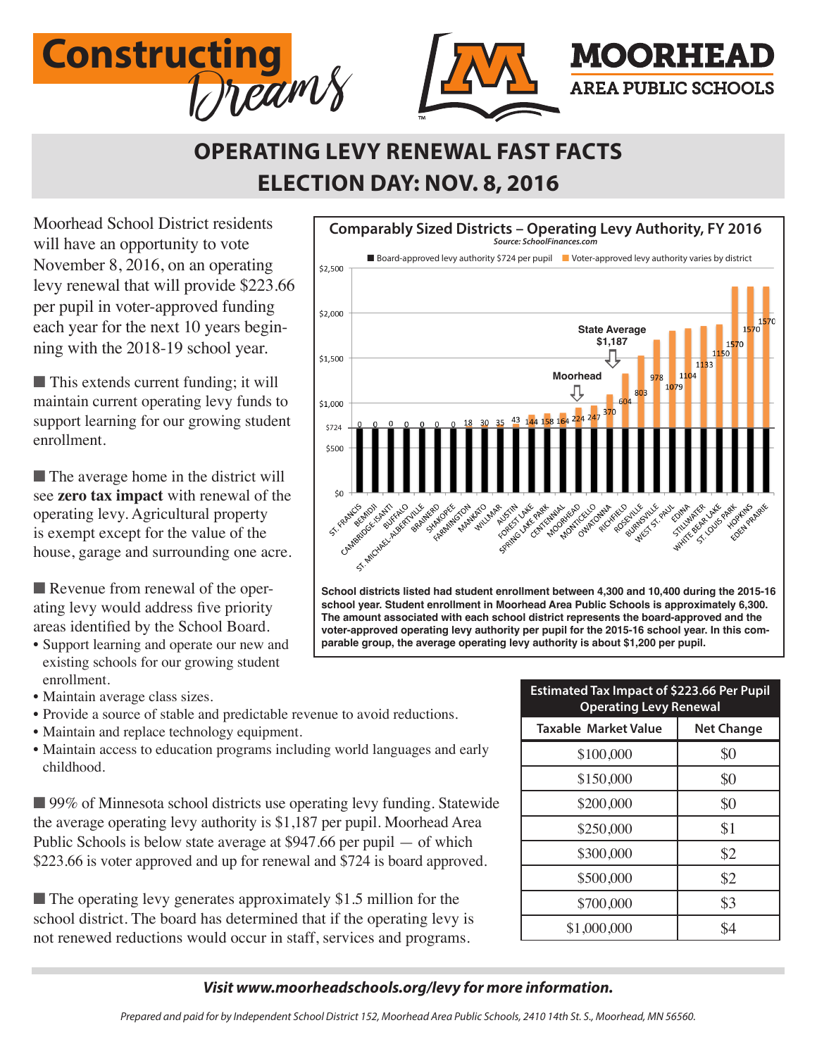# Constructing Dreams

**MOORHEAD AREA PUBLIC SCHOOLS**

## OPERATING LEVY RENEWAL FAST FACTS
## ELECTION DAY: NOV. 8, 2016

Moorhead School District residents will have an opportunity to vote November 8, 2016, on an operating levy renewal that will provide $223.66 per pupil in voter-approved funding each year for the next 10 years beginning with the 2018-19 school year.

■ This extends current funding; it will maintain current operating levy funds to support learning for our growing student enrollment.

■ The average home in the district will see **zero tax impact** with renewal of the operating levy. Agricultural property is exempt except for the value of the house, garage and surrounding one acre.

■ Revenue from renewal of the operating levy would address five priority areas identified by the School Board.

- Support learning and operate our new and existing schools for our growing student enrollment.
- Maintain average class sizes.
- Provide a source of stable and predictable revenue to avoid reductions.
- Maintain and replace technology equipment.
- Maintain access to education programs including world languages and early childhood.

■ 99% of Minnesota school districts use operating levy funding. Statewide the average operating levy authority is $1,187 per pupil. Moorhead Area Public Schools is below state average at $947.66 per pupil — of which $223.66 is voter approved and up for renewal and $724 is board approved.

■ The operating levy generates approximately $1.5 million for the school district. The board has determined that if the operating levy is not renewed reductions would occur in staff, services and programs.

**Comparably Sized Districts – Operating Levy Authority, FY 2016**
*Source: SchoolFinances.com*

Board-approved levy authority $724 per pupil; Voter-approved levy authority varies by district

| District | Voter-approved levy authority |
|---|---|
| ST. FRANCIS | 0 |
| BEMIDJI | 0 |
| CAMBRIDGE-ISANTI | 0 |
| BUFFALO | 0 |
| ST. MICHAEL-ALBERTVILLE | 0 |
| BRAINERD | 0 |
| SHAKOPEE | 0 |
| FARMINGTON | 0 |
| MANKATO | 18 |
| WILLMAR | 30 |
| AUSTIN | 35 |
| FOREST LAKE | 43 |
| SPRING LAKE PARK | 144 |
| CENTENNIAL | 158 |
| MOORHEAD | 164 |
| MONTICELLO | 224 |
| OWATONNA | 247 |
| RICHFIELD | 370 |
| ROSEVILLE | 604 |
| BURNSVILLE | 803 |
| WEST ST. PAUL | 978 |
| EDINA | 1079 |
| STILLWATER | 1104 |
| WHITE BEAR LAKE | 1133 |
| ST. LOUIS PARK | 1150 |
| HOPKINS | 1570 |
| EDEN PRAIRIE | 1570 |
| | 1570 |

Moorhead; State Average $1,187

**School districts listed had student enrollment between 4,300 and 10,400 during the 2015-16 school year. Student enrollment in Moorhead Area Public Schools is approximately 6,300. The amount associated with each school district represents the board-approved and the voter-approved operating levy authority per pupil for the 2015-16 school year. In this comparable group, the average operating levy authority is about $1,200 per pupil.**

**Estimated Tax Impact of $223.66 Per Pupil Operating Levy Renewal**

| Taxable Market Value | Net Change |
|---|---|
| $100,000 | $0 |
| $150,000 | $0 |
| $200,000 | $0 |
| $250,000 | $1 |
| $300,000 | $2 |
| $500,000 | $2 |
| $700,000 | $3 |
| $1,000,000 | $4 |

***Visit www.moorheadschools.org/levy for more information.***

*Prepared and paid for by Independent School District 152, Moorhead Area Public Schools, 2410 14th St. S., Moorhead, MN 56560.*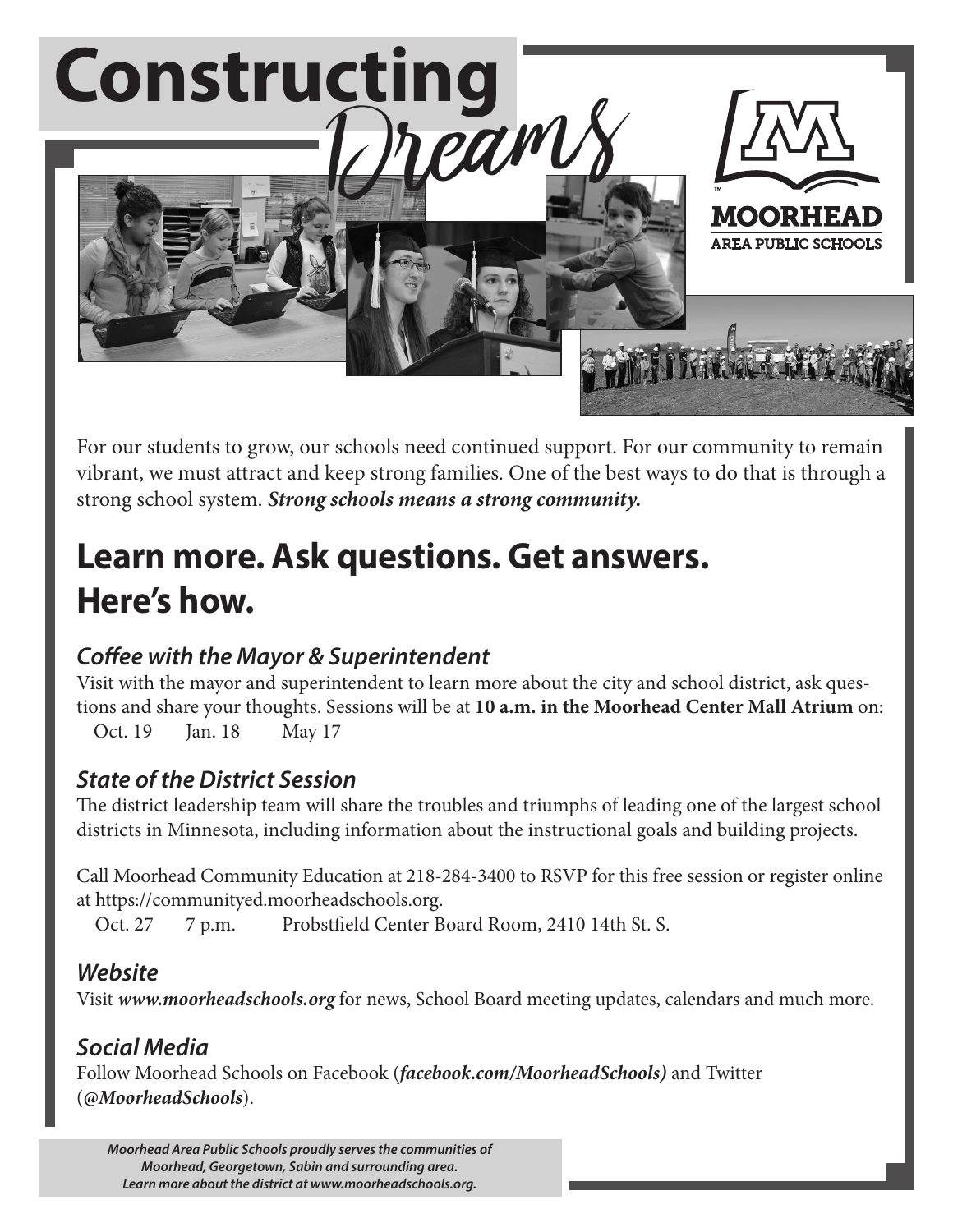# Constructing Dreams

MOORHEAD
AREA PUBLIC SCHOOLS

For our students to grow, our schools need continued support. For our community to remain vibrant, we must attract and keep strong families. One of the best ways to do that is through a strong school system. ***Strong schools means a strong community.***

## Learn more. Ask questions. Get answers. Here's how.

### *Coffee with the Mayor & Superintendent*

Visit with the mayor and superintendent to learn more about the city and school district, ask questions and share your thoughts. Sessions will be at **10 a.m. in the Moorhead Center Mall Atrium** on:

Oct. 19 Jan. 18 May 17

### *State of the District Session*

The district leadership team will share the troubles and triumphs of leading one of the largest school districts in Minnesota, including information about the instructional goals and building projects.

Call Moorhead Community Education at 218-284-3400 to RSVP for this free session or register online at https://communityed.moorheadschools.org.

Oct. 27 7 p.m. Probstfield Center Board Room, 2410 14th St. S.

### *Website*

Visit ***www.moorheadschools.org*** for news, School Board meeting updates, calendars and much more.

### *Social Media*

Follow Moorhead Schools on Facebook (***facebook.com/MoorheadSchools)*** and Twitter (***@MoorheadSchools***).

***Moorhead Area Public Schools proudly serves the communities of Moorhead, Georgetown, Sabin and surrounding area. Learn more about the district at www.moorheadschools.org.***